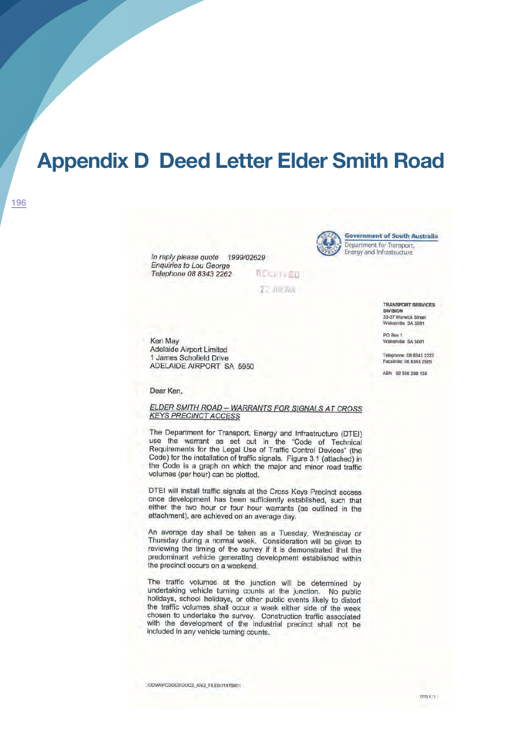# Appendix D Deed Letter Elder Smith Road

Government of South Australia
Department for Transport, Energy and Infrastructure

*In reply please quote* 1999/02629
*Enquiries to Lou George*
*Telephone 08 8343 2262*

RECEIVED
2? JUN 2006

TRANSPORT SERVICES DIVISION
33-37 Warwick Street
Walkerville SA 5081

PO Box 1
Walkerville SA 5081

Telephone: 08 8343 2222
Facsimile: 08 8343 2585

ABN 92 366 288 135

Ken May
Adelaide Airport Limited
1 James Schofield Drive
ADELAIDE AIRPORT SA 5950

Dear Ken,

ELDER SMITH ROAD – WARRANTS FOR SIGNALS AT CROSS KEYS PRECINCT ACCESS

The Department for Transport, Energy and Infrastructure (DTEI) use the warrant as set out in the "Code of Technical Requirements for the Legal Use of Traffic Control Devices" (the Code) for the installation of traffic signals. Figure 3.1 (attached) in the Code is a graph on which the major and minor road traffic volumes (per hour) can be plotted.

DTEI will install traffic signals at the Cross Keys Precinct access once development has been sufficiently established, such that either the two hour or four hour warrants (as outlined in the attachment), are achieved on an average day.

An average day shall be taken as a Tuesday, Wednesday or Thursday during a normal week. Consideration will be given to reviewing the timing of the survey if it is demonstrated that the predominant vehicle generating development established within the precinct occurs on a weekend.

The traffic volumes at the junction will be determined by undertaking vehicle turning counts at the junction. No public holidays, school holidays, or other public events likely to distort the traffic volumes shall occur a week either side of the week chosen to undertake the survey. Construction traffic associated with the development of the industrial precinct shall not be included in any vehicle turning counts.

::ODMA\PCDOCS\DOCS_AND_FILES\1197390\1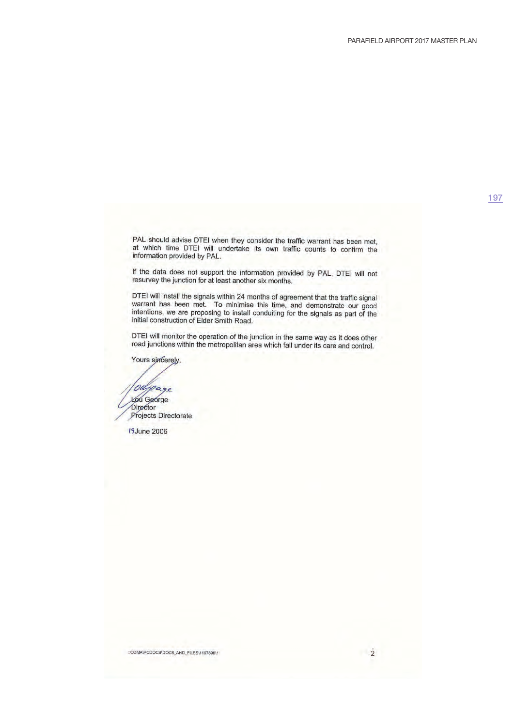PAL should advise DTEI when they consider the traffic warrant has been met, at which time DTEI will undertake its own traffic counts to confirm the information provided by PAL.

If the data does not support the information provided by PAL, DTEI will not resurvey the junction for at least another six months.

DTEI will install the signals within 24 months of agreement that the traffic signal warrant has been met. To minimise this time, and demonstrate our good intentions, we are proposing to install conduiting for the signals as part of the initial construction of Elder Smith Road.

DTEI will monitor the operation of the junction in the same way as it does other road junctions within the metropolitan area which fall under its care and control.

Yours sincerely,

Lou George
Director
Projects Directorate

19 June 2006

::CDMA\PCDOCS\DOCS_AND_FILES\1197390\1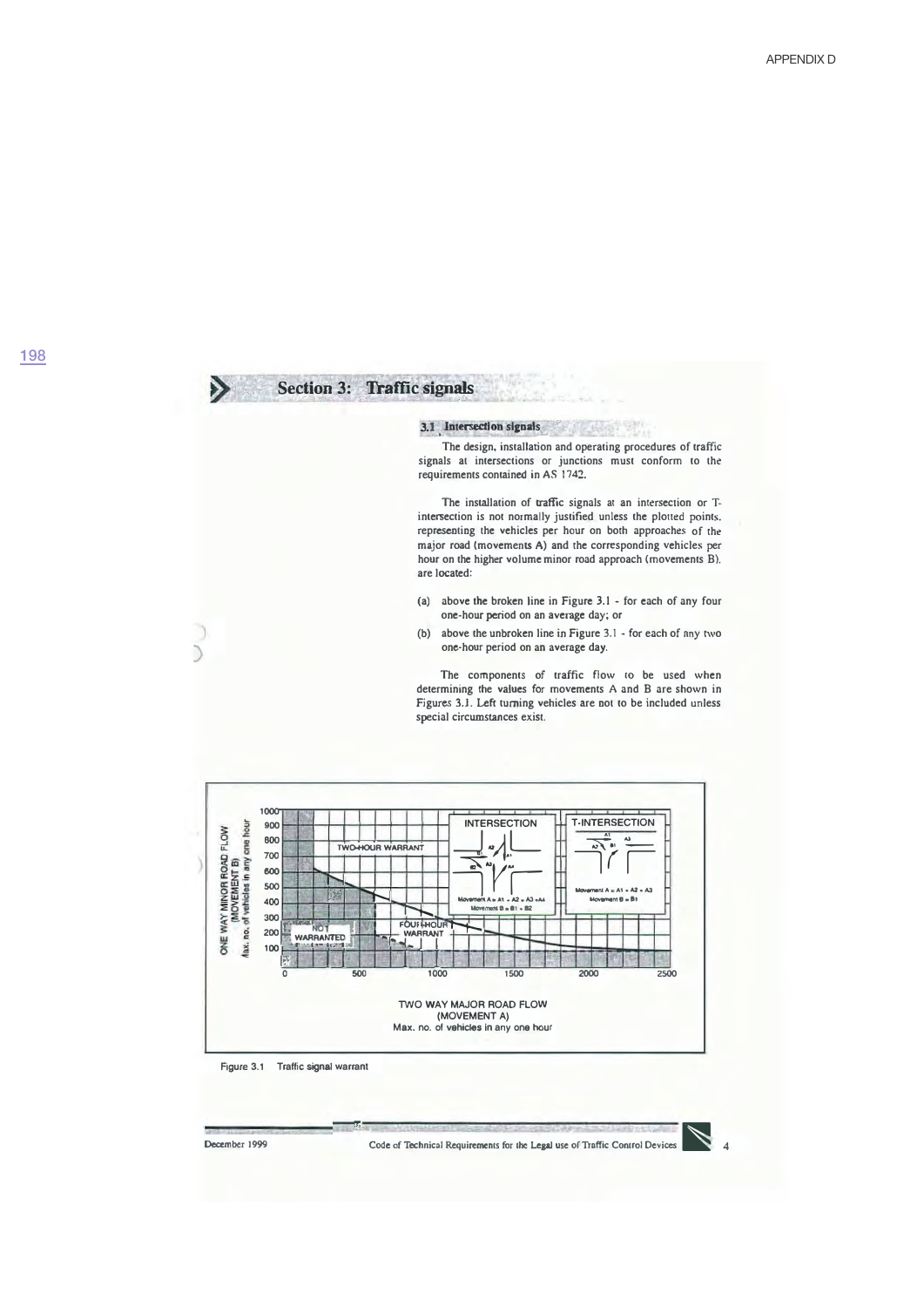# Section 3: Traffic signals

## 3.1 Intersection signals

The design, installation and operating procedures of traffic signals at intersections or junctions must conform to the requirements contained in AS 1742.

The installation of traffic signals at an intersection or T-intersection is not normally justified unless the plotted points, representing the vehicles per hour on both approaches of the major road (movements A) and the corresponding vehicles per hour on the higher volume minor road approach (movements B), are located:

(a) above the broken line in Figure 3.1 - for each of any four one-hour period on an average day; or

(b) above the unbroken line in Figure 3.1 - for each of any two one-hour period on an average day.

The components of traffic flow to be used when determining the values for movements A and B are shown in Figures 3.1. Left turning vehicles are not to be included unless special circumstances exist.

Figure 3.1 Traffic signal warrant